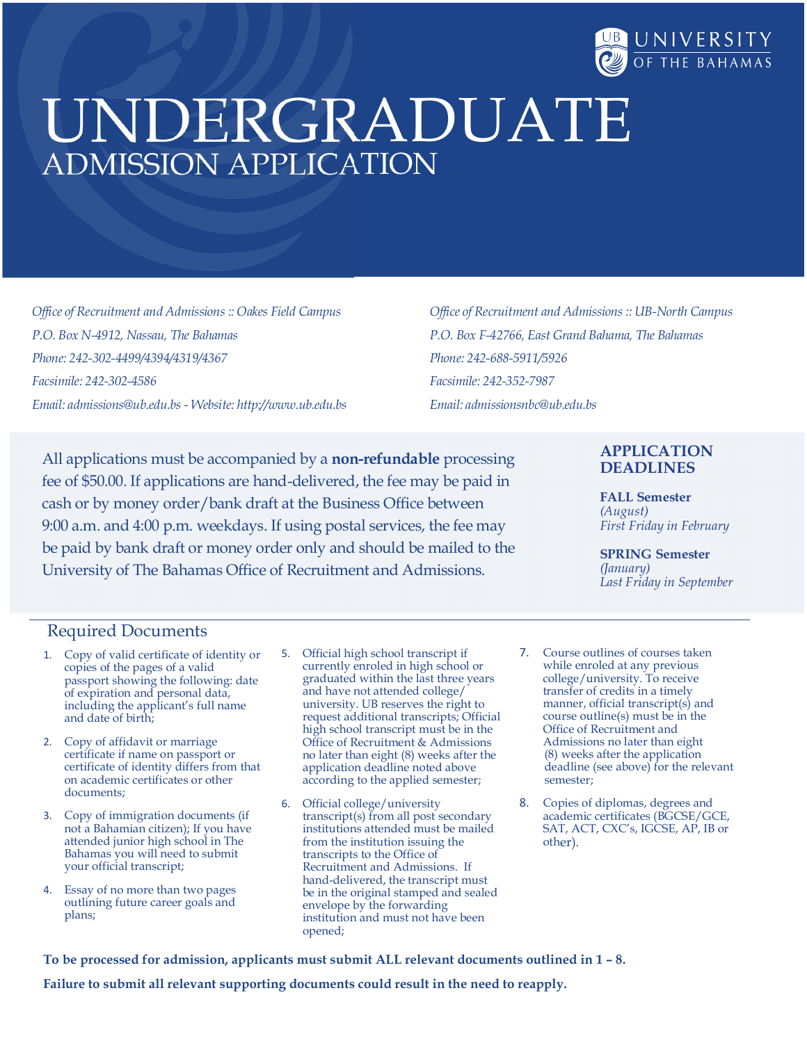UNIVERSITY OF THE BAHAMAS

# UNDERGRADUATE
## ADMISSION APPLICATION

*Office of Recruitment and Admissions :: Oakes Field Campus*
*P.O. Box N-4912, Nassau, The Bahamas*
*Phone: 242-302-4499/4394/4319/4367*
*Facsimile: 242-302-4586*
*Email: admissions@ub.edu.bs - Website: http://www.ub.edu.bs*

*Office of Recruitment and Admissions :: UB-North Campus*
*P.O. Box F-42766, East Grand Bahama, The Bahamas*
*Phone: 242-688-5911/5926*
*Facsimile: 242-352-7987*
*Email: admissionsnbc@ub.edu.bs*

All applications must be accompanied by a **non-refundable** processing fee of $50.00. If applications are hand-delivered, the fee may be paid in cash or by money order/bank draft at the Business Office between 9:00 a.m. and 4:00 p.m. weekdays. If using postal services, the fee may be paid by bank draft or money order only and should be mailed to the University of The Bahamas Office of Recruitment and Admissions.

### APPLICATION DEADLINES

**FALL Semester**
*(August)*
*First Friday in February*

**SPRING Semester**
*(January)*
*Last Friday in September*

## Required Documents

1. Copy of valid certificate of identity or copies of the pages of a valid passport showing the following: date of expiration and personal data, including the applicant's full name and date of birth;
2. Copy of affidavit or marriage certificate if name on passport or certificate of identity differs from that on academic certificates or other documents;
3. Copy of immigration documents (if not a Bahamian citizen); If you have attended junior high school in The Bahamas you will need to submit your official transcript;
4. Essay of no more than two pages outlining future career goals and plans;
5. Official high school transcript if currently enroled in high school or graduated within the last three years and have not attended college/ university. UB reserves the right to request additional transcripts; Official high school transcript must be in the Office of Recruitment & Admissions no later than eight (8) weeks after the application deadline noted above according to the applied semester;
6. Official college/university transcript(s) from all post secondary institutions attended must be mailed from the institution issuing the transcripts to the Office of Recruitment and Admissions. If hand-delivered, the transcript must be in the original stamped and sealed envelope by the forwarding institution and must not have been opened;
7. Course outlines of courses taken while enroled at any previous college/university. To receive transfer of credits in a timely manner, official transcript(s) and course outline(s) must be in the Office of Recruitment and Admissions no later than eight (8) weeks after the application deadline (see above) for the relevant semester;
8. Copies of diplomas, degrees and academic certificates (BGCSE/GCE, SAT, ACT, CXC's, IGCSE, AP, IB or other).

**To be processed for admission, applicants must submit ALL relevant documents outlined in 1 – 8.**

**Failure to submit all relevant supporting documents could result in the need to reapply.**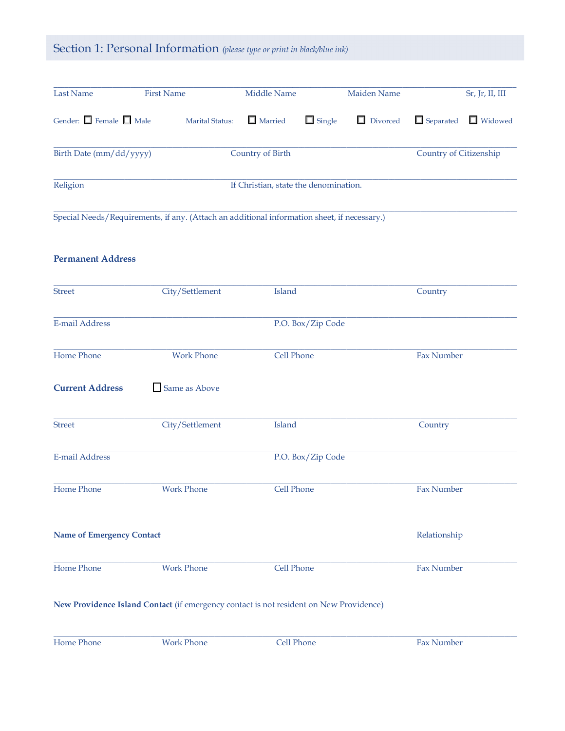## Section 1: Personal Information *(please type or print in black/blue ink)*

Last Name First Name Middle Name Maiden Name Sr, Jr, II, III

Gender: ☐ Female ☐ Male Marital Status: ☐ Married ☐ Single ☐ Divorced ☐ Separated ☐ Widowed

Birth Date (mm/dd/yyyy) Country of Birth Country of Citizenship

Religion If Christian, state the denomination.

Special Needs/Requirements, if any. (Attach an additional information sheet, if necessary.)

**Permanent Address**

Street City/Settlement Island Country

E-mail Address P.O. Box/Zip Code

Home Phone Work Phone Cell Phone Fax Number

**Current Address** ☐ Same as Above

Street City/Settlement Island Country

E-mail Address P.O. Box/Zip Code

Home Phone Work Phone Cell Phone Fax Number

**Name of Emergency Contact** Relationship

Home Phone Work Phone Cell Phone Fax Number

**New Providence Island Contact** (if emergency contact is not resident on New Providence)

Home Phone Work Phone Cell Phone Fax Number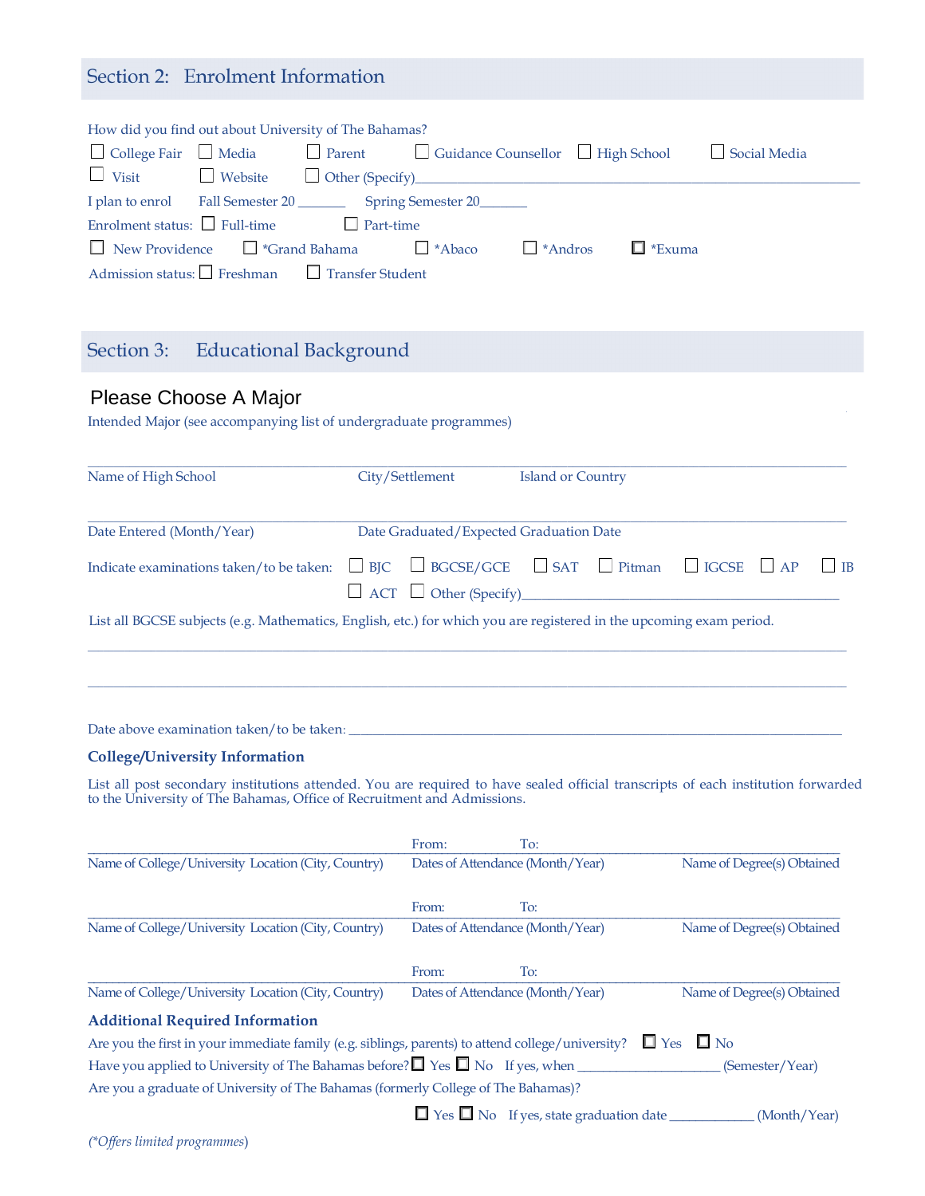## Section 2: Enrolment Information

How did you find out about University of The Bahamas?

☐ College Fair ☐ Media ☐ Parent ☐ Guidance Counsellor ☐ High School ☐ Social Media

☐ Visit ☐ Website ☐ Other (Specify)___________________________________________

I plan to enrol Fall Semester 20 _______ Spring Semester 20_______

Enrolment status: ☐ Full-time ☐ Part-time

☐ New Providence ☐ *Grand Bahama ☐ *Abaco ☐ *Andros ☐ *Exuma

Admission status: ☐ Freshman ☐ Transfer Student

## Section 3: Educational Background

Please Choose A Major

Intended Major (see accompanying list of undergraduate programmes)

___________________________________________________________________________

Name of High School City/Settlement Island or Country

___________________________________________________________________________

Date Entered (Month/Year) Date Graduated/Expected Graduation Date

Indicate examinations taken/to be taken: ☐ BJC ☐ BGCSE/GCE ☐ SAT ☐ Pitman ☐ IGCSE ☐ AP ☐ IB

☐ ACT ☐ Other (Specify)___________________________________

List all BGCSE subjects (e.g. Mathematics, English, etc.) for which you are registered in the upcoming exam period.

___________________________________________________________________________

___________________________________________________________________________

Date above examination taken/to be taken: ______________________________________________

### College/University Information

List all post secondary institutions attended. You are required to have sealed official transcripts of each institution forwarded to the University of The Bahamas, Office of Recruitment and Admissions.

___________________________________________ From: To: ___________________________

Name of College/University Location (City, Country) Dates of Attendance (Month/Year) Name of Degree(s) Obtained

___________________________________________ From: To: ___________________________

Name of College/University Location (City, Country) Dates of Attendance (Month/Year) Name of Degree(s) Obtained

___________________________________________ From: To: ___________________________

Name of College/University Location (City, Country) Dates of Attendance (Month/Year) Name of Degree(s) Obtained

### Additional Required Information

Are you the first in your immediate family (e.g. siblings, parents) to attend college/university? ☐ Yes ☐ No

Have you applied to University of The Bahamas before? ☐ Yes ☐ No If yes, when ___________________ (Semester/Year)

Are you a graduate of University of The Bahamas (formerly College of The Bahamas)?

☐ Yes ☐ No If yes, state graduation date ____________ (Month/Year)

*(*Offers limited programmes)*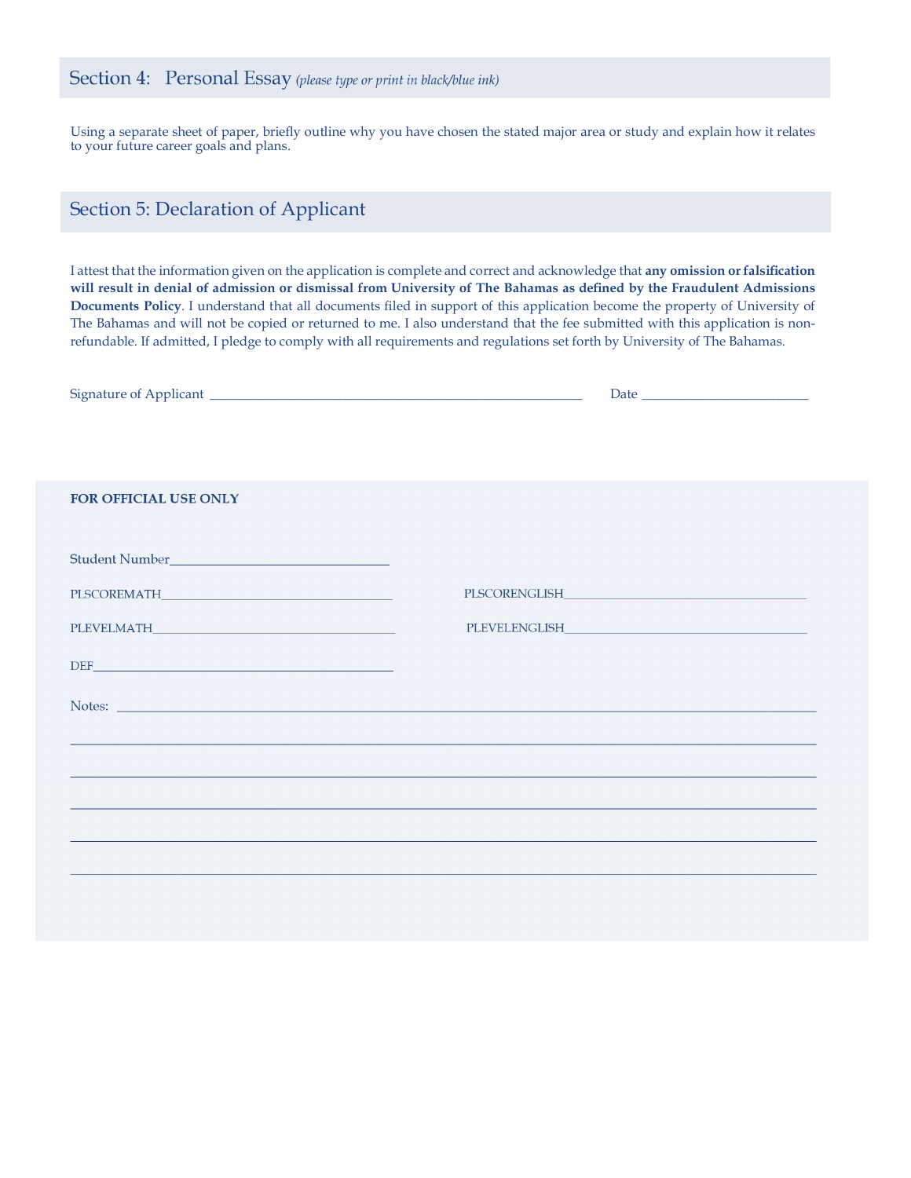## Section 4: Personal Essay *(please type or print in black/blue ink)*

Using a separate sheet of paper, briefly outline why you have chosen the stated major area or study and explain how it relates to your future career goals and plans.

## Section 5: Declaration of Applicant

I attest that the information given on the application is complete and correct and acknowledge that **any omission or falsification will result in denial of admission or dismissal from University of The Bahamas as defined by the Fraudulent Admissions Documents Policy**. I understand that all documents filed in support of this application become the property of University of The Bahamas and will not be copied or returned to me. I also understand that the fee submitted with this application is non-refundable. If admitted, I pledge to comply with all requirements and regulations set forth by University of The Bahamas.

Signature of Applicant ______________________________ Date ______________

**FOR OFFICIAL USE ONLY**

Student Number______________________

PLSCOREMATH______________________ PLSCORENGLISH______________________

PLEVELMATH______________________ PLEVELENGLISH______________________

DEF______________________

Notes: ____________________________________________________________

____________________________________________________________

____________________________________________________________

____________________________________________________________

____________________________________________________________

____________________________________________________________